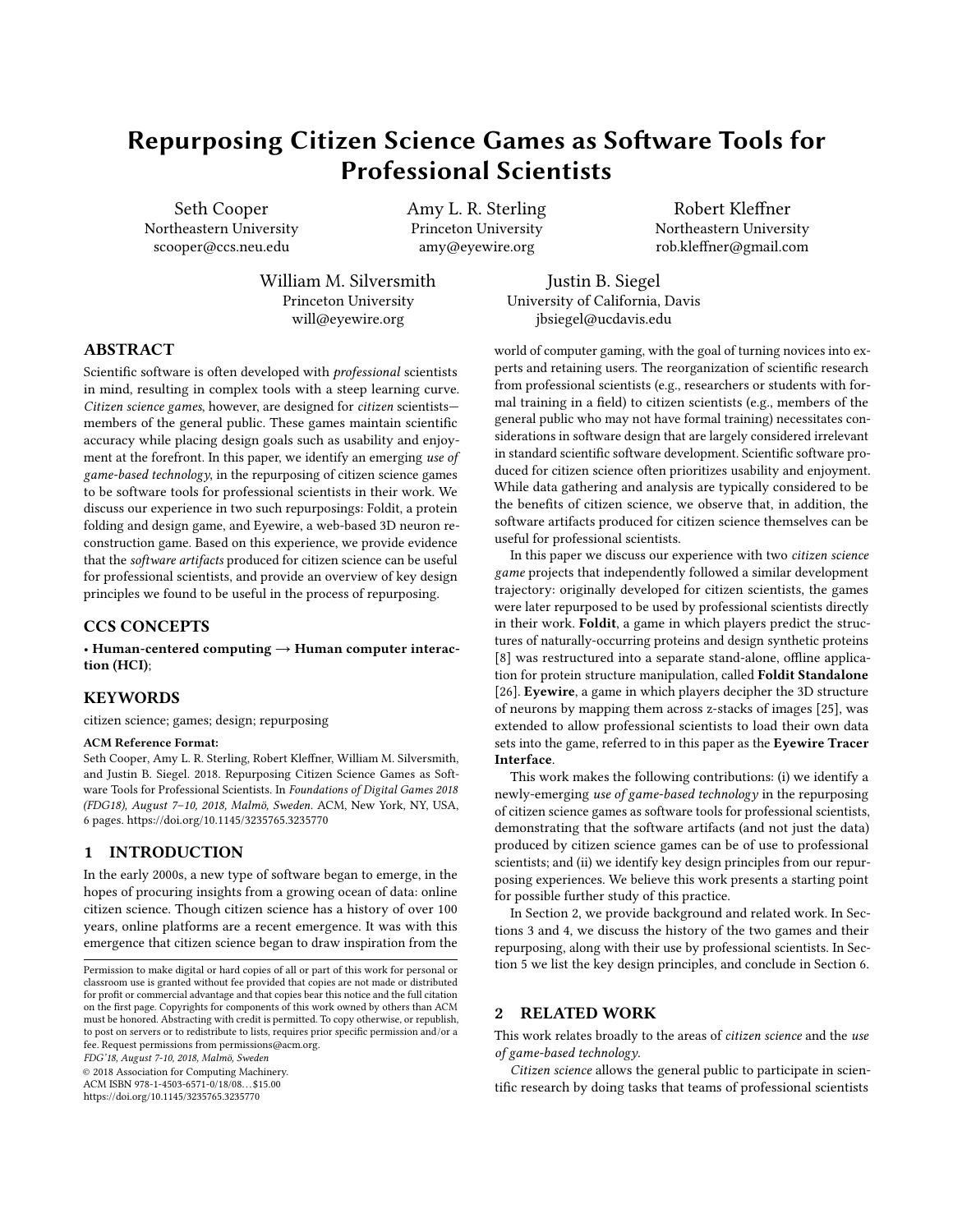# Repurposing Citizen Science Games as Software Tools for Professional Scientists

Seth Cooper
Northeastern University
scooper@ccs.neu.edu

Amy L. R. Sterling
Princeton University
amy@eyewire.org

Robert Kleffner
Northeastern University
rob.kleffner@gmail.com

William M. Silversmith
Princeton University
will@eyewire.org

Justin B. Siegel
University of California, Davis
jbsiegel@ucdavis.edu

## ABSTRACT

Scientific software is often developed with *professional* scientists in mind, resulting in complex tools with a steep learning curve. *Citizen science games*, however, are designed for *citizen* scientists—members of the general public. These games maintain scientific accuracy while placing design goals such as usability and enjoyment at the forefront. In this paper, we identify an emerging *use of game-based technology*, in the repurposing of citizen science games to be software tools for professional scientists in their work. We discuss our experience in two such repurposings: Foldit, a protein folding and design game, and Eyewire, a web-based 3D neuron reconstruction game. Based on this experience, we provide evidence that the *software artifacts* produced for citizen science can be useful for professional scientists, and provide an overview of key design principles we found to be useful in the process of repurposing.

## CCS CONCEPTS

• **Human-centered computing → Human computer interaction (HCI)**;

## KEYWORDS

citizen science; games; design; repurposing

**ACM Reference Format:**

Seth Cooper, Amy L. R. Sterling, Robert Kleffner, William M. Silversmith, and Justin B. Siegel. 2018. Repurposing Citizen Science Games as Software Tools for Professional Scientists. In *Foundations of Digital Games 2018 (FDG18), August 7–10, 2018, Malmö, Sweden.* ACM, New York, NY, USA, 6 pages. https://doi.org/10.1145/3235765.3235770

## 1 INTRODUCTION

In the early 2000s, a new type of software began to emerge, in the hopes of procuring insights from a growing ocean of data: online citizen science. Though citizen science has a history of over 100 years, online platforms are a recent emergence. It was with this emergence that citizen science began to draw inspiration from the world of computer gaming, with the goal of turning novices into experts and retaining users. The reorganization of scientific research from professional scientists (e.g., researchers or students with formal training in a field) to citizen scientists (e.g., members of the general public who may not have formal training) necessitates considerations in software design that are largely considered irrelevant in standard scientific software development. Scientific software produced for citizen science often prioritizes usability and enjoyment. While data gathering and analysis are typically considered to be the benefits of citizen science, we observe that, in addition, the software artifacts produced for citizen science themselves can be useful for professional scientists.

In this paper we discuss our experience with two *citizen science game* projects that independently followed a similar development trajectory: originally developed for citizen scientists, the games were later repurposed to be used by professional scientists directly in their work. **Foldit**, a game in which players predict the structures of naturally-occurring proteins and design synthetic proteins [8] was restructured into a separate stand-alone, offline application for protein structure manipulation, called **Foldit Standalone** [26]. **Eyewire**, a game in which players decipher the 3D structure of neurons by mapping them across z-stacks of images [25], was extended to allow professional scientists to load their own data sets into the game, referred to in this paper as the **Eyewire Tracer Interface**.

This work makes the following contributions: (i) we identify a newly-emerging *use of game-based technology* in the repurposing of citizen science games as software tools for professional scientists, demonstrating that the software artifacts (and not just the data) produced by citizen science games can be of use to professional scientists; and (ii) we identify key design principles from our repurposing experiences. We believe this work presents a starting point for possible further study of this practice.

In Section 2, we provide background and related work. In Sections 3 and 4, we discuss the history of the two games and their repurposing, along with their use by professional scientists. In Section 5 we list the key design principles, and conclude in Section 6.

## 2 RELATED WORK

This work relates broadly to the areas of *citizen science* and the *use of game-based technology*.

*Citizen science* allows the general public to participate in scientific research by doing tasks that teams of professional scientists

Permission to make digital or hard copies of all or part of this work for personal or classroom use is granted without fee provided that copies are not made or distributed for profit or commercial advantage and that copies bear this notice and the full citation on the first page. Copyrights for components of this work owned by others than ACM must be honored. Abstracting with credit is permitted. To copy otherwise, or republish, to post on servers or to redistribute to lists, requires prior specific permission and/or a fee. Request permissions from permissions@acm.org.
*FDG'18, August 7-10, 2018, Malmö, Sweden*
© 2018 Association for Computing Machinery.
ACM ISBN 978-1-4503-6571-0/18/08…$15.00
https://doi.org/10.1145/3235765.3235770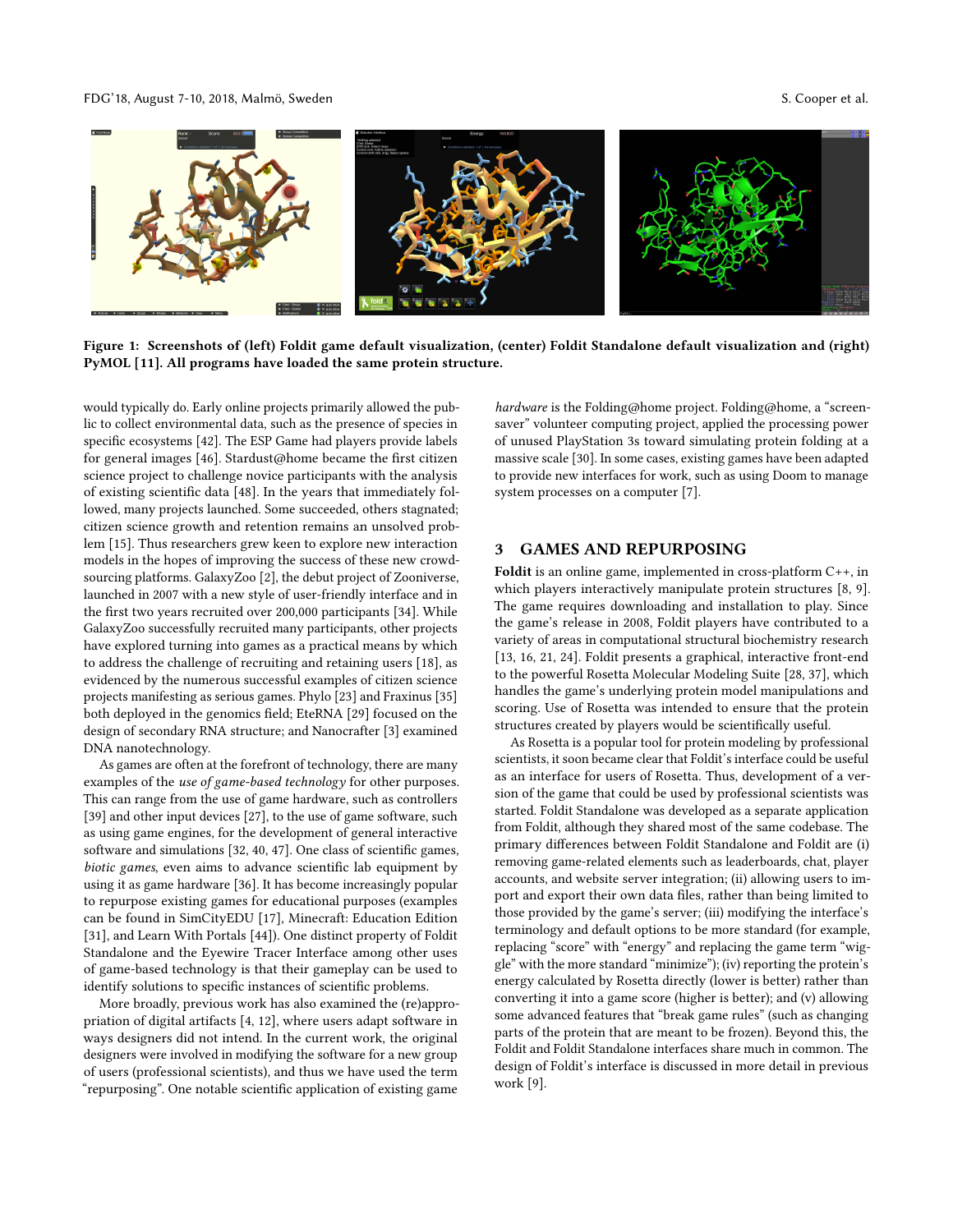Figure 1: Screenshots of (left) Foldit game default visualization, (center) Foldit Standalone default visualization and (right) PyMOL [11]. All programs have loaded the same protein structure.

would typically do. Early online projects primarily allowed the public to collect environmental data, such as the presence of species in specific ecosystems [42]. The ESP Game had players provide labels for general images [46]. Stardust@home became the first citizen science project to challenge novice participants with the analysis of existing scientific data [48]. In the years that immediately followed, many projects launched. Some succeeded, others stagnated; citizen science growth and retention remains an unsolved problem [15]. Thus researchers grew keen to explore new interaction models in the hopes of improving the success of these new crowdsourcing platforms. GalaxyZoo [2], the debut project of Zooniverse, launched in 2007 with a new style of user-friendly interface and in the first two years recruited over 200,000 participants [34]. While GalaxyZoo successfully recruited many participants, other projects have explored turning into games as a practical means by which to address the challenge of recruiting and retaining users [18], as evidenced by the numerous successful examples of citizen science projects manifesting as serious games. Phylo [23] and Fraxinus [35] both deployed in the genomics field; EteRNA [29] focused on the design of secondary RNA structure; and Nanocrafter [3] examined DNA nanotechnology.

As games are often at the forefront of technology, there are many examples of the *use of game-based technology* for other purposes. This can range from the use of game hardware, such as controllers [39] and other input devices [27], to the use of game software, such as using game engines, for the development of general interactive software and simulations [32, 40, 47]. One class of scientific games, *biotic games*, even aims to advance scientific lab equipment by using it as game hardware [36]. It has become increasingly popular to repurpose existing games for educational purposes (examples can be found in SimCityEDU [17], Minecraft: Education Edition [31], and Learn With Portals [44]). One distinct property of Foldit Standalone and the Eyewire Tracer Interface among other uses of game-based technology is that their gameplay can be used to identify solutions to specific instances of scientific problems.

More broadly, previous work has also examined the (re)appropriation of digital artifacts [4, 12], where users adapt software in ways designers did not intend. In the current work, the original designers were involved in modifying the software for a new group of users (professional scientists), and thus we have used the term "repurposing". One notable scientific application of existing game *hardware* is the Folding@home project. Folding@home, a "screensaver" volunteer computing project, applied the processing power of unused PlayStation 3s toward simulating protein folding at a massive scale [30]. In some cases, existing games have been adapted to provide new interfaces for work, such as using Doom to manage system processes on a computer [7].

## 3 GAMES AND REPURPOSING

**Foldit** is an online game, implemented in cross-platform C++, in which players interactively manipulate protein structures [8, 9]. The game requires downloading and installation to play. Since the game's release in 2008, Foldit players have contributed to a variety of areas in computational structural biochemistry research [13, 16, 21, 24]. Foldit presents a graphical, interactive front-end to the powerful Rosetta Molecular Modeling Suite [28, 37], which handles the game's underlying protein model manipulations and scoring. Use of Rosetta was intended to ensure that the protein structures created by players would be scientifically useful.

As Rosetta is a popular tool for protein modeling by professional scientists, it soon became clear that Foldit's interface could be useful as an interface for users of Rosetta. Thus, development of a version of the game that could be used by professional scientists was started. Foldit Standalone was developed as a separate application from Foldit, although they shared most of the same codebase. The primary differences between Foldit Standalone and Foldit are (i) removing game-related elements such as leaderboards, chat, player accounts, and website server integration; (ii) allowing users to import and export their own data files, rather than being limited to those provided by the game's server; (iii) modifying the interface's terminology and default options to be more standard (for example, replacing "score" with "energy" and replacing the game term "wiggle" with the more standard "minimize"); (iv) reporting the protein's energy calculated by Rosetta directly (lower is better) rather than converting it into a game score (higher is better); and (v) allowing some advanced features that "break game rules" (such as changing parts of the protein that are meant to be frozen). Beyond this, the Foldit and Foldit Standalone interfaces share much in common. The design of Foldit's interface is discussed in more detail in previous work [9].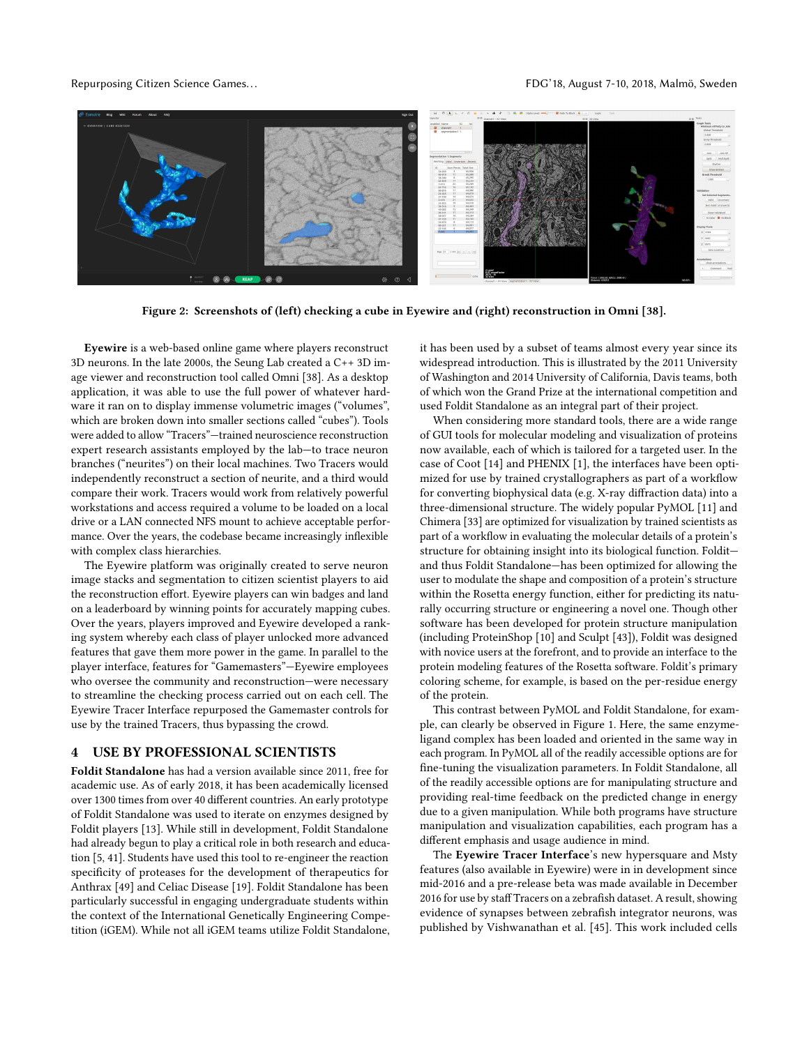Figure 2: Screenshots of (left) checking a cube in Eyewire and (right) reconstruction in Omni [38].

**Eyewire** is a web-based online game where players reconstruct 3D neurons. In the late 2000s, the Seung Lab created a C++ 3D image viewer and reconstruction tool called Omni [38]. As a desktop application, it was able to use the full power of whatever hardware it ran on to display immense volumetric images ("volumes", which are broken down into smaller sections called "cubes"). Tools were added to allow "Tracers"—trained neuroscience reconstruction expert research assistants employed by the lab—to trace neuron branches ("neurites") on their local machines. Two Tracers would independently reconstruct a section of neurite, and a third would compare their work. Tracers would work from relatively powerful workstations and access required a volume to be loaded on a local drive or a LAN connected NFS mount to achieve acceptable performance. Over the years, the codebase became increasingly inflexible with complex class hierarchies.

The Eyewire platform was originally created to serve neuron image stacks and segmentation to citizen scientist players to aid the reconstruction effort. Eyewire players can win badges and land on a leaderboard by winning points for accurately mapping cubes. Over the years, players improved and Eyewire developed a ranking system whereby each class of player unlocked more advanced features that gave them more power in the game. In parallel to the player interface, features for "Gamemasters"—Eyewire employees who oversee the community and reconstruction—were necessary to streamline the checking process carried out on each cell. The Eyewire Tracer Interface repurposed the Gamemaster controls for use by the trained Tracers, thus bypassing the crowd.

## 4 USE BY PROFESSIONAL SCIENTISTS

**Foldit Standalone** has had a version available since 2011, free for academic use. As of early 2018, it has been academically licensed over 1300 times from over 40 different countries. An early prototype of Foldit Standalone was used to iterate on enzymes designed by Foldit players [13]. While still in development, Foldit Standalone had already begun to play a critical role in both research and education [5, 41]. Students have used this tool to re-engineer the reaction specificity of proteases for the development of therapeutics for Anthrax [49] and Celiac Disease [19]. Foldit Standalone has been particularly successful in engaging undergraduate students within the context of the International Genetically Engineering Competition (iGEM). While not all iGEM teams utilize Foldit Standalone, it has been used by a subset of teams almost every year since its widespread introduction. This is illustrated by the 2011 University of Washington and 2014 University of California, Davis teams, both of which won the Grand Prize at the international competition and used Foldit Standalone as an integral part of their project.

When considering more standard tools, there are a wide range of GUI tools for molecular modeling and visualization of proteins now available, each of which is tailored for a targeted user. In the case of Coot [14] and PHENIX [1], the interfaces have been optimized for use by trained crystallographers as part of a workflow for converting biophysical data (e.g. X-ray diffraction data) into a three-dimensional structure. The widely popular PyMOL [11] and Chimera [33] are optimized for visualization by trained scientists as part of a workflow in evaluating the molecular details of a protein's structure for obtaining insight into its biological function. Foldit—and thus Foldit Standalone—has been optimized for allowing the user to modulate the shape and composition of a protein's structure within the Rosetta energy function, either for predicting its naturally occurring structure or engineering a novel one. Though other software has been developed for protein structure manipulation (including ProteinShop [10] and Sculpt [43]), Foldit was designed with novice users at the forefront, and to provide an interface to the protein modeling features of the Rosetta software. Foldit's primary coloring scheme, for example, is based on the per-residue energy of the protein.

This contrast between PyMOL and Foldit Standalone, for example, can clearly be observed in Figure 1. Here, the same enzyme-ligand complex has been loaded and oriented in the same way in each program. In PyMOL all of the readily accessible options are for fine-tuning the visualization parameters. In Foldit Standalone, all of the readily accessible options are for manipulating structure and providing real-time feedback on the predicted change in energy due to a given manipulation. While both programs have structure manipulation and visualization capabilities, each program has a different emphasis and usage audience in mind.

The **Eyewire Tracer Interface**'s new hypersquare and Msty features (also available in Eyewire) were in development since mid-2016 and a pre-release beta was made available in December 2016 for use by staff Tracers on a zebrafish dataset. A result, showing evidence of synapses between zebrafish integrator neurons, was published by Vishwanathan et al. [45]. This work included cells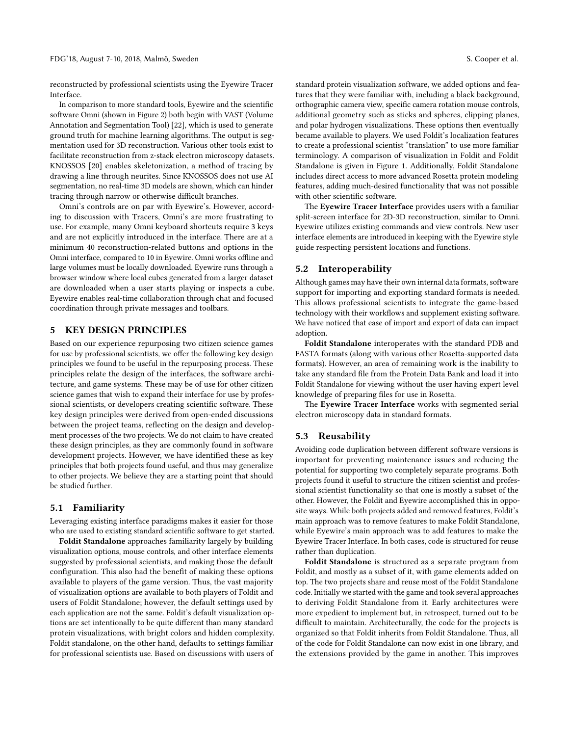reconstructed by professional scientists using the Eyewire Tracer Interface.

In comparison to more standard tools, Eyewire and the scientific software Omni (shown in Figure 2) both begin with VAST (Volume Annotation and Segmentation Tool) [22], which is used to generate ground truth for machine learning algorithms. The output is segmentation used for 3D reconstruction. Various other tools exist to facilitate reconstruction from z-stack electron microscopy datasets. KNOSSOS [20] enables skeletonization, a method of tracing by drawing a line through neurites. Since KNOSSOS does not use AI segmentation, no real-time 3D models are shown, which can hinder tracing through narrow or otherwise difficult branches.

Omni's controls are on par with Eyewire's. However, according to discussion with Tracers, Omni's are more frustrating to use. For example, many Omni keyboard shortcuts require 3 keys and are not explicitly introduced in the interface. There are at a minimum 40 reconstruction-related buttons and options in the Omni interface, compared to 10 in Eyewire. Omni works offline and large volumes must be locally downloaded. Eyewire runs through a browser window where local cubes generated from a larger dataset are downloaded when a user starts playing or inspects a cube. Eyewire enables real-time collaboration through chat and focused coordination through private messages and toolbars.

## 5 KEY DESIGN PRINCIPLES

Based on our experience repurposing two citizen science games for use by professional scientists, we offer the following key design principles we found to be useful in the repurposing process. These principles relate the design of the interfaces, the software architecture, and game systems. These may be of use for other citizen science games that wish to expand their interface for use by professional scientists, or developers creating scientific software. These key design principles were derived from open-ended discussions between the project teams, reflecting on the design and development processes of the two projects. We do not claim to have created these design principles, as they are commonly found in software development projects. However, we have identified these as key principles that both projects found useful, and thus may generalize to other projects. We believe they are a starting point that should be studied further.

### 5.1 Familiarity

Leveraging existing interface paradigms makes it easier for those who are used to existing standard scientific software to get started.

**Foldit Standalone** approaches familiarity largely by building visualization options, mouse controls, and other interface elements suggested by professional scientists, and making those the default configuration. This also had the benefit of making these options available to players of the game version. Thus, the vast majority of visualization options are available to both players of Foldit and users of Foldit Standalone; however, the default settings used by each application are not the same. Foldit's default visualization options are set intentionally to be quite different than many standard protein visualizations, with bright colors and hidden complexity. Foldit standalone, on the other hand, defaults to settings familiar for professional scientists use. Based on discussions with users of standard protein visualization software, we added options and features that they were familiar with, including a black background, orthographic camera view, specific camera rotation mouse controls, additional geometry such as sticks and spheres, clipping planes, and polar hydrogen visualizations. These options then eventually became available to players. We used Foldit's localization features to create a professional scientist "translation" to use more familiar terminology. A comparison of visualization in Foldit and Foldit Standalone is given in Figure 1. Additionally, Foldit Standalone includes direct access to more advanced Rosetta protein modeling features, adding much-desired functionality that was not possible with other scientific software.

The **Eyewire Tracer Interface** provides users with a familiar split-screen interface for 2D-3D reconstruction, similar to Omni. Eyewire utilizes existing commands and view controls. New user interface elements are introduced in keeping with the Eyewire style guide respecting persistent locations and functions.

### 5.2 Interoperability

Although games may have their own internal data formats, software support for importing and exporting standard formats is needed. This allows professional scientists to integrate the game-based technology with their workflows and supplement existing software. We have noticed that ease of import and export of data can impact adoption.

**Foldit Standalone** interoperates with the standard PDB and FASTA formats (along with various other Rosetta-supported data formats). However, an area of remaining work is the inability to take any standard file from the Protein Data Bank and load it into Foldit Standalone for viewing without the user having expert level knowledge of preparing files for use in Rosetta.

The **Eyewire Tracer Interface** works with segmented serial electron microscopy data in standard formats.

### 5.3 Reusability

Avoiding code duplication between different software versions is important for preventing maintenance issues and reducing the potential for supporting two completely separate programs. Both projects found it useful to structure the citizen scientist and professional scientist functionality so that one is mostly a subset of the other. However, the Foldit and Eyewire accomplished this in opposite ways. While both projects added and removed features, Foldit's main approach was to remove features to make Foldit Standalone, while Eyewire's main approach was to add features to make the Eyewire Tracer Interface. In both cases, code is structured for reuse rather than duplication.

**Foldit Standalone** is structured as a separate program from Foldit, and mostly as a subset of it, with game elements added on top. The two projects share and reuse most of the Foldit Standalone code. Initially we started with the game and took several approaches to deriving Foldit Standalone from it. Early architectures were more expedient to implement but, in retrospect, turned out to be difficult to maintain. Architecturally, the code for the projects is organized so that Foldit inherits from Foldit Standalone. Thus, all of the code for Foldit Standalone can now exist in one library, and the extensions provided by the game in another. This improves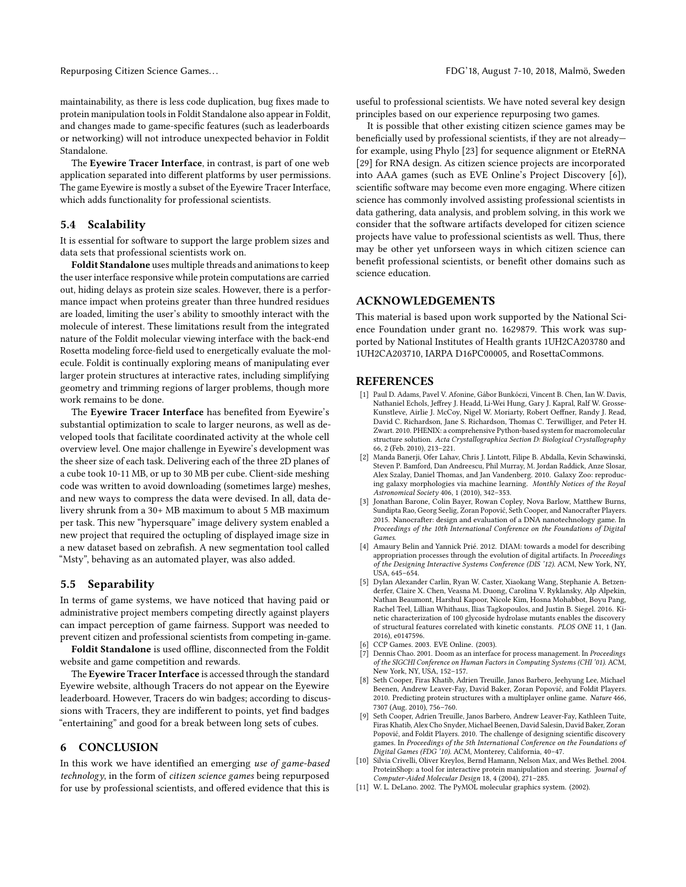maintainability, as there is less code duplication, bug fixes made to protein manipulation tools in Foldit Standalone also appear in Foldit, and changes made to game-specific features (such as leaderboards or networking) will not introduce unexpected behavior in Foldit Standalone.

The **Eyewire Tracer Interface**, in contrast, is part of one web application separated into different platforms by user permissions. The game Eyewire is mostly a subset of the Eyewire Tracer Interface, which adds functionality for professional scientists.

### 5.4 Scalability

It is essential for software to support the large problem sizes and data sets that professional scientists work on.

**Foldit Standalone** uses multiple threads and animations to keep the user interface responsive while protein computations are carried out, hiding delays as protein size scales. However, there is a performance impact when proteins greater than three hundred residues are loaded, limiting the user's ability to smoothly interact with the molecule of interest. These limitations result from the integrated nature of the Foldit molecular viewing interface with the back-end Rosetta modeling force-field used to energetically evaluate the molecule. Foldit is continually exploring means of manipulating ever larger protein structures at interactive rates, including simplifying geometry and trimming regions of larger problems, though more work remains to be done.

The **Eyewire Tracer Interface** has benefited from Eyewire's substantial optimization to scale to larger neurons, as well as developed tools that facilitate coordinated activity at the whole cell overview level. One major challenge in Eyewire's development was the sheer size of each task. Delivering each of the three 2D planes of a cube took 10-11 MB, or up to 30 MB per cube. Client-side meshing code was written to avoid downloading (sometimes large) meshes, and new ways to compress the data were devised. In all, data delivery shrunk from a 30+ MB maximum to about 5 MB maximum per task. This new "hypersquare" image delivery system enabled a new project that required the octupling of displayed image size in a new dataset based on zebrafish. A new segmentation tool called "Msty", behaving as an automated player, was also added.

### 5.5 Separability

In terms of game systems, we have noticed that having paid or administrative project members competing directly against players can impact perception of game fairness. Support was needed to prevent citizen and professional scientists from competing in-game.

**Foldit Standalone** is used offline, disconnected from the Foldit website and game competition and rewards.

The **Eyewire Tracer Interface** is accessed through the standard Eyewire website, although Tracers do not appear on the Eyewire leaderboard. However, Tracers do win badges; according to discussions with Tracers, they are indifferent to points, yet find badges "entertaining" and good for a break between long sets of cubes.

## 6 CONCLUSION

In this work we have identified an emerging *use of game-based technology*, in the form of *citizen science games* being repurposed for use by professional scientists, and offered evidence that this is useful to professional scientists. We have noted several key design principles based on our experience repurposing two games.

It is possible that other existing citizen science games may be beneficially used by professional scientists, if they are not already—for example, using Phylo [23] for sequence alignment or EteRNA [29] for RNA design. As citizen science projects are incorporated into AAA games (such as EVE Online's Project Discovery [6]), scientific software may become even more engaging. Where citizen science has commonly involved assisting professional scientists in data gathering, data analysis, and problem solving, in this work we consider that the software artifacts developed for citizen science projects have value to professional scientists as well. Thus, there may be other yet unforseen ways in which citizen science can benefit professional scientists, or benefit other domains such as science education.

## ACKNOWLEDGEMENTS

This material is based upon work supported by the National Science Foundation under grant no. 1629879. This work was supported by National Institutes of Health grants 1UH2CA203780 and 1UH2CA203710, IARPA D16PC00005, and RosettaCommons.

## REFERENCES

[1] Paul D. Adams, Pavel V. Afonine, Gábor Bunkóczi, Vincent B. Chen, Ian W. Davis, Nathaniel Echols, Jeffrey J. Headd, Li-Wei Hung, Gary J. Kapral, Ralf W. Grosse-Kunstleve, Airlie J. McCoy, Nigel W. Moriarty, Robert Oeffner, Randy J. Read, David C. Richardson, Jane S. Richardson, Thomas C. Terwilliger, and Peter H. Zwart. 2010. PHENIX: a comprehensive Python-based system for macromolecular structure solution. *Acta Crystallographica Section D: Biological Crystallography* 66, 2 (Feb. 2010), 213–221.

[2] Manda Banerji, Ofer Lahav, Chris J. Lintott, Filipe B. Abdalla, Kevin Schawinski, Steven P. Bamford, Dan Andreescu, Phil Murray, M. Jordan Raddick, Anze Slosar, Alex Szalay, Daniel Thomas, and Jan Vandenberg. 2010. Galaxy Zoo: reproducing galaxy morphologies via machine learning. *Monthly Notices of the Royal Astronomical Society* 406, 1 (2010), 342–353.

[3] Jonathan Barone, Colin Bayer, Rowan Copley, Nova Barlow, Matthew Burns, Sundipta Rao, Georg Seelig, Zoran Popović, Seth Cooper, and Nanocrafter Players. 2015. Nanocrafter: design and evaluation of a DNA nanotechnology game. In *Proceedings of the 10th International Conference on the Foundations of Digital Games*.

[4] Amaury Belin and Yannick Prié. 2012. DIAM: towards a model for describing appropriation processes through the evolution of digital artifacts. In *Proceedings of the Designing Interactive Systems Conference (DIS '12)*. ACM, New York, NY, USA, 645–654.

[5] Dylan Alexander Carlin, Ryan W. Caster, Xiaokang Wang, Stephanie A. Betzenderfer, Claire X. Chen, Veasna M. Duong, Carolina V. Ryklansky, Alp Alpekin, Nathan Beaumont, Harshul Kapoor, Nicole Kim, Hosna Mohabbot, Boyu Pang, Rachel Teel, Lillian Whithaus, Ilias Tagkopoulos, and Justin B. Siegel. 2016. Kinetic characterization of 100 glycoside hydrolase mutants enables the discovery of structural features correlated with kinetic constants. *PLOS ONE* 11, 1 (Jan. 2016), e0147596.

[6] CCP Games. 2003. EVE Online. (2003).

[7] Dennis Chao. 2001. Doom as an interface for process management. In *Proceedings of the SIGCHI Conference on Human Factors in Computing Systems (CHI '01)*. ACM, New York, NY, USA, 152–157.

[8] Seth Cooper, Firas Khatib, Adrien Treuille, Janos Barbero, Jeehyung Lee, Michael Beenen, Andrew Leaver-Fay, David Baker, Zoran Popović, and Foldit Players. 2010. Predicting protein structures with a multiplayer online game. *Nature* 466, 7307 (Aug. 2010), 756–760.

[9] Seth Cooper, Adrien Treuille, Janos Barbero, Andrew Leaver-Fay, Kathleen Tuite, Firas Khatib, Alex Cho Snyder, Michael Beenen, David Salesin, David Baker, Zoran Popović, and Foldit Players. 2010. The challenge of designing scientific discovery games. In *Proceedings of the 5th International Conference on the Foundations of Digital Games (FDG '10)*. ACM, Monterey, California, 40–47.

[10] Silvia Crivelli, Oliver Kreylos, Bernd Hamann, Nelson Max, and Wes Bethel. 2004. ProteinShop: a tool for interactive protein manipulation and steering. *Journal of Computer-Aided Molecular Design* 18, 4 (2004), 271–285.

[11] W. L. DeLano. 2002. The PyMOL molecular graphics system. (2002).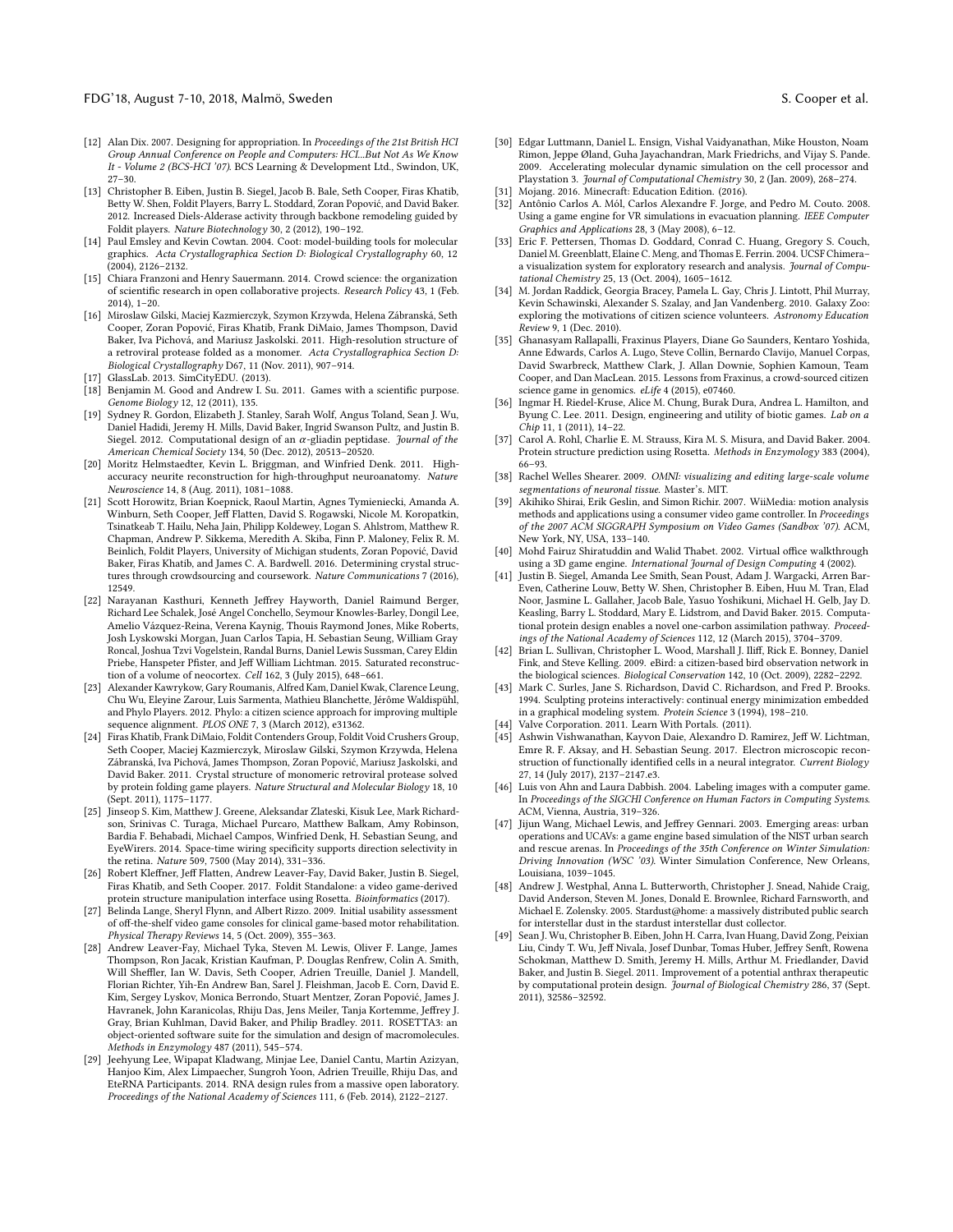[12] Alan Dix. 2007. Designing for appropriation. In *Proceedings of the 21st British HCI Group Annual Conference on People and Computers: HCI...But Not As We Know It - Volume 2 (BCS-HCI '07)*. BCS Learning & Development Ltd., Swindon, UK, 27–30.

[13] Christopher B. Eiben, Justin B. Siegel, Jacob B. Bale, Seth Cooper, Firas Khatib, Betty W. Shen, Foldit Players, Barry L. Stoddard, Zoran Popović, and David Baker. 2012. Increased Diels-Alderase activity through backbone remodeling guided by Foldit players. *Nature Biotechnology* 30, 2 (2012), 190–192.

[14] Paul Emsley and Kevin Cowtan. 2004. Coot: model-building tools for molecular graphics. *Acta Crystallographica Section D: Biological Crystallography* 60, 12 (2004), 2126–2132.

[15] Chiara Franzoni and Henry Sauermann. 2014. Crowd science: the organization of scientific research in open collaborative projects. *Research Policy* 43, 1 (Feb. 2014), 1–20.

[16] Miroslaw Gilski, Maciej Kazmierczyk, Szymon Krzywda, Helena Zábranská, Seth Cooper, Zoran Popović, Firas Khatib, Frank DiMaio, James Thompson, David Baker, Iva Pichová, and Mariusz Jaskolski. 2011. High-resolution structure of a retroviral protease folded as a monomer. *Acta Crystallographica Section D: Biological Crystallography* D67, 11 (Nov. 2011), 907–914.

[17] GlassLab. 2013. SimCityEDU. (2013).

[18] Benjamin M. Good and Andrew I. Su. 2011. Games with a scientific purpose. *Genome Biology* 12, 12 (2011), 135.

[19] Sydney R. Gordon, Elizabeth J. Stanley, Sarah Wolf, Angus Toland, Sean J. Wu, Daniel Hadidi, Jeremy H. Mills, David Baker, Ingrid Swanson Pultz, and Justin B. Siegel. 2012. Computational design of an $\alpha$-gliadin peptidase. *Journal of the American Chemical Society* 134, 50 (Dec. 2012), 20513–20520.

[20] Moritz Helmstaedter, Kevin L. Briggman, and Winfried Denk. 2011. High-accuracy neurite reconstruction for high-throughput neuroanatomy. *Nature Neuroscience* 14, 8 (Aug. 2011), 1081–1088.

[21] Scott Horowitz, Brian Koepnick, Raoul Martin, Agnes Tymieniecki, Amanda A. Winburn, Seth Cooper, Jeff Flatten, David S. Rogawski, Nicole M. Koropatkin, Tsinatkeab T. Hailu, Neha Jain, Philipp Koldewey, Logan S. Ahlstrom, Matthew R. Chapman, Andrew P. Sikkema, Meredith A. Skiba, Finn P. Maloney, Felix R. M. Beinlich, Foldit Players, University of Michigan students, Zoran Popović, David Baker, Firas Khatib, and James C. A. Bardwell. 2016. Determining crystal structures through crowdsourcing and coursework. *Nature Communications* 7 (2016), 12549.

[22] Narayanan Kasthuri, Kenneth Jeffrey Hayworth, Daniel Raimund Berger, Richard Lee Schalek, José Angel Conchello, Seymour Knowles-Barley, Dongil Lee, Amelio Vázquez-Reina, Verena Kaynig, Thouis Raymond Jones, Mike Roberts, Josh Lyskowski Morgan, Juan Carlos Tapia, H. Sebastian Seung, William Gray Roncal, Joshua Tzvi Vogelstein, Randal Burns, Daniel Lewis Sussman, Carey Eldin Priebe, Hanspeter Pfister, and Jeff William Lichtman. 2015. Saturated reconstruction of a volume of neocortex. *Cell* 162, 3 (July 2015), 648–661.

[23] Alexander Kawrykow, Gary Roumanis, Alfred Kam, Daniel Kwak, Clarence Leung, Chu Wu, Eleyine Zarour, Luis Sarmenta, Mathieu Blanchette, Jérôme Waldispühl, and Phylo Players. 2012. Phylo: a citizen science approach for improving multiple sequence alignment. *PLOS ONE* 7, 3 (March 2012), e31362.

[24] Firas Khatib, Frank DiMaio, Foldit Contenders Group, Foldit Void Crushers Group, Seth Cooper, Maciej Kazmierczyk, Miroslaw Gilski, Szymon Krzywda, Helena Zábranská, Iva Pichová, James Thompson, Zoran Popović, Mariusz Jaskolski, and David Baker. 2011. Crystal structure of monomeric retroviral protease solved by protein folding game players. *Nature Structural and Molecular Biology* 18, 10 (Sept. 2011), 1175–1177.

[25] Jinseop S. Kim, Matthew J. Greene, Aleksandar Zlateski, Kisuk Lee, Mark Richardson, Srinivas C. Turaga, Michael Purcaro, Matthew Balkam, Amy Robinson, Bardia F. Behabadi, Michael Campos, Winfried Denk, H. Sebastian Seung, and EyeWirers. 2014. Space-time wiring specificity supports direction selectivity in the retina. *Nature* 509, 7500 (May 2014), 331–336.

[26] Robert Kleffner, Jeff Flatten, Andrew Leaver-Fay, David Baker, Justin B. Siegel, Firas Khatib, and Seth Cooper. 2017. Foldit Standalone: a video game-derived protein structure manipulation interface using Rosetta. *Bioinformatics* (2017).

[27] Belinda Lange, Sheryl Flynn, and Albert Rizzo. 2009. Initial usability assessment of off-the-shelf video game consoles for clinical game-based motor rehabilitation. *Physical Therapy Reviews* 14, 5 (Oct. 2009), 355–363.

[28] Andrew Leaver-Fay, Michael Tyka, Steven M. Lewis, Oliver F. Lange, James Thompson, Ron Jacak, Kristian Kaufman, P. Douglas Renfrew, Colin A. Smith, Will Sheffler, Ian W. Davis, Seth Cooper, Adrien Treuille, Daniel J. Mandell, Florian Richter, Yih-En Andrew Ban, Sarel J. Fleishman, Jacob E. Corn, David E. Kim, Sergey Lyskov, Monica Berrondo, Stuart Mentzer, Zoran Popović, James J. Havranek, John Karanicolas, Rhiju Das, Jens Meiler, Tanja Kortemme, Jeffrey J. Gray, Brian Kuhlman, David Baker, and Philip Bradley. 2011. ROSETTA3: an object-oriented software suite for the simulation and design of macromolecules. *Methods in Enzymology* 487 (2011), 545–574.

[29] Jeehyung Lee, Wipapat Kladwang, Minjae Lee, Daniel Cantu, Martin Azizyan, Hanjoo Kim, Alex Limpaecher, Sungroh Yoon, Adrien Treuille, Rhiju Das, and EteRNA Participants. 2014. RNA design rules from a massive open laboratory. *Proceedings of the National Academy of Sciences* 111, 6 (Feb. 2014), 2122–2127.

[30] Edgar Luttmann, Daniel L. Ensign, Vishal Vaidyanathan, Mike Houston, Noam Rimon, Jeppe Øland, Guha Jayachandran, Mark Friedrichs, and Vijay S. Pande. 2009. Accelerating molecular dynamic simulation on the cell processor and Playstation 3. *Journal of Computational Chemistry* 30, 2 (Jan. 2009), 268–274.

[31] Mojang. 2016. Minecraft: Education Edition. (2016).

[32] Antônio Carlos A. Mól, Carlos Alexandre F. Jorge, and Pedro M. Couto. 2008. Using a game engine for VR simulations in evacuation planning. *IEEE Computer Graphics and Applications* 28, 3 (May 2008), 6–12.

[33] Eric F. Pettersen, Thomas D. Goddard, Conrad C. Huang, Gregory S. Couch, Daniel M. Greenblatt, Elaine C. Meng, and Thomas E. Ferrin. 2004. UCSF Chimera–a visualization system for exploratory research and analysis. *Journal of Computational Chemistry* 25, 13 (Oct. 2004), 1605–1612.

[34] M. Jordan Raddick, Georgia Bracey, Pamela L. Gay, Chris J. Lintott, Phil Murray, Kevin Schawinski, Alexander S. Szalay, and Jan Vandenberg. 2010. Galaxy Zoo: exploring the motivations of citizen science volunteers. *Astronomy Education Review* 9, 1 (Dec. 2010).

[35] Ghanasyam Rallapalli, Fraxinus Players, Diane Go Saunders, Kentaro Yoshida, Anne Edwards, Carlos A. Lugo, Steve Collin, Bernardo Clavijo, Manuel Corpas, David Swarbreck, Matthew Clark, J. Allan Downie, Sophien Kamoun, Team Cooper, and Dan MacLean. 2015. Lessons from Fraxinus, a crowd-sourced citizen science game in genomics. *eLife* 4 (2015), e07460.

[36] Ingmar H. Riedel-Kruse, Alice M. Chung, Burak Dura, Andrea L. Hamilton, and Byung C. Lee. 2011. Design, engineering and utility of biotic games. *Lab on a Chip* 11, 1 (2011), 14–22.

[37] Carol A. Rohl, Charlie E. M. Strauss, Kira M. S. Misura, and David Baker. 2004. Protein structure prediction using Rosetta. *Methods in Enzymology* 383 (2004), 66–93.

[38] Rachel Welles Shearer. 2009. *OMNI: visualizing and editing large-scale volume segmentations of neuronal tissue.* Master's. MIT.

[39] Akihiko Shirai, Erik Geslin, and Simon Richir. 2007. WiiMedia: motion analysis methods and applications using a consumer video game controller. In *Proceedings of the 2007 ACM SIGGRAPH Symposium on Video Games (Sandbox '07)*. ACM, New York, NY, USA, 133–140.

[40] Mohd Fairuz Shiratuddin and Walid Thabet. 2002. Virtual office walkthrough using a 3D game engine. *International Journal of Design Computing* 4 (2002).

[41] Justin B. Siegel, Amanda Lee Smith, Sean Poust, Adam J. Wargacki, Arren Bar-Even, Catherine Louw, Betty W. Shen, Christopher B. Eiben, Huu M. Tran, Elad Noor, Jasmine L. Gallaher, Jacob Bale, Yasuo Yoshikuni, Michael H. Gelb, Jay D. Keasling, Barry L. Stoddard, Mary E. Lidstrom, and David Baker. 2015. Computational protein design enables a novel one-carbon assimilation pathway. *Proceedings of the National Academy of Sciences* 112, 12 (March 2015), 3704–3709.

[42] Brian L. Sullivan, Christopher L. Wood, Marshall J. Iliff, Rick E. Bonney, Daniel Fink, and Steve Kelling. 2009. eBird: a citizen-based bird observation network in the biological sciences. *Biological Conservation* 142, 10 (Oct. 2009), 2282–2292.

[43] Mark C. Surles, Jane S. Richardson, David C. Richardson, and Fred P. Brooks. 1994. Sculpting proteins interactively: continual energy minimization embedded in a graphical modeling system. *Protein Science* 3 (1994), 198–210.

[44] Valve Corporation. 2011. Learn With Portals. (2011).

[45] Ashwin Vishwanathan, Kayvon Daie, Alexandro D. Ramirez, Jeff W. Lichtman, Emre R. F. Aksay, and H. Sebastian Seung. 2017. Electron microscopic reconstruction of functionally identified cells in a neural integrator. *Current Biology* 27, 14 (July 2017), 2137–2147.e3.

[46] Luis von Ahn and Laura Dabbish. 2004. Labeling images with a computer game. In *Proceedings of the SIGCHI Conference on Human Factors in Computing Systems*. ACM, Vienna, Austria, 319–326.

[47] Jijun Wang, Michael Lewis, and Jeffrey Gennari. 2003. Emerging areas: urban operations and UCAVs: a game engine based simulation of the NIST urban search and rescue arenas. In *Proceedings of the 35th Conference on Winter Simulation: Driving Innovation (WSC '03)*. Winter Simulation Conference, New Orleans, Louisiana, 1039–1045.

[48] Andrew J. Westphal, Anna L. Butterworth, Christopher J. Snead, Nahide Craig, David Anderson, Steven M. Jones, Donald E. Brownlee, Richard Farnsworth, and Michael E. Zolensky. 2005. Stardust@home: a massively distributed public search for interstellar dust in the stardust interstellar dust collector.

[49] Sean J. Wu, Christopher B. Eiben, John H. Carra, Ivan Huang, David Zong, Peixian Liu, Cindy T. Wu, Jeff Nivala, Josef Dunbar, Tomas Huber, Jeffrey Senft, Rowena Schokman, Matthew D. Smith, Jeremy H. Mills, Arthur M. Friedlander, David Baker, and Justin B. Siegel. 2011. Improvement of a potential anthrax therapeutic by computational protein design. *Journal of Biological Chemistry* 286, 37 (Sept. 2011), 32586–32592.